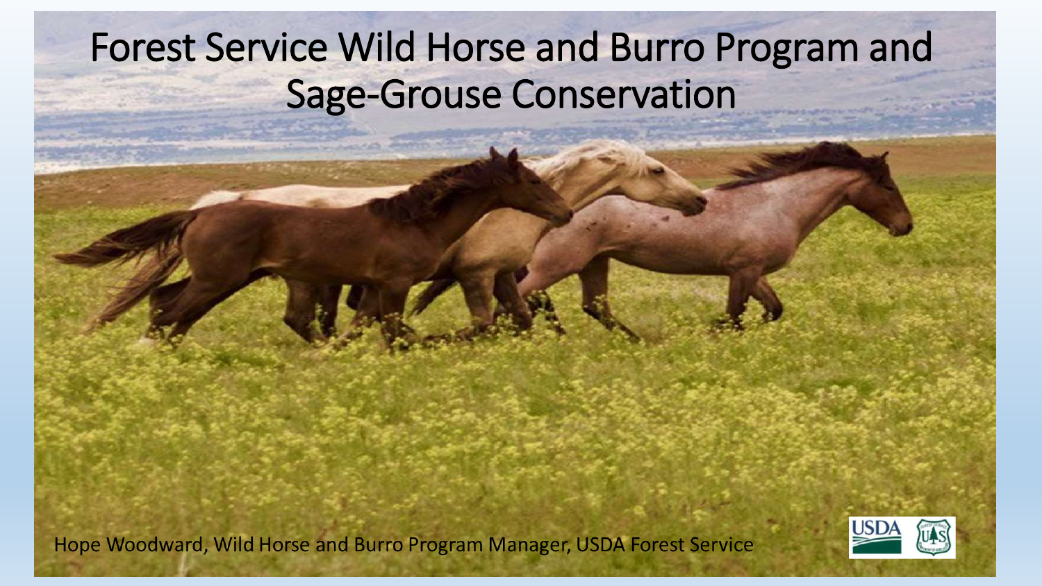# Forest Service Wild Horse and Burro Program and Sage-Grouse Conservation

Hope Woodward, Wild Horse and Burro Program Manager, USDA Forest Service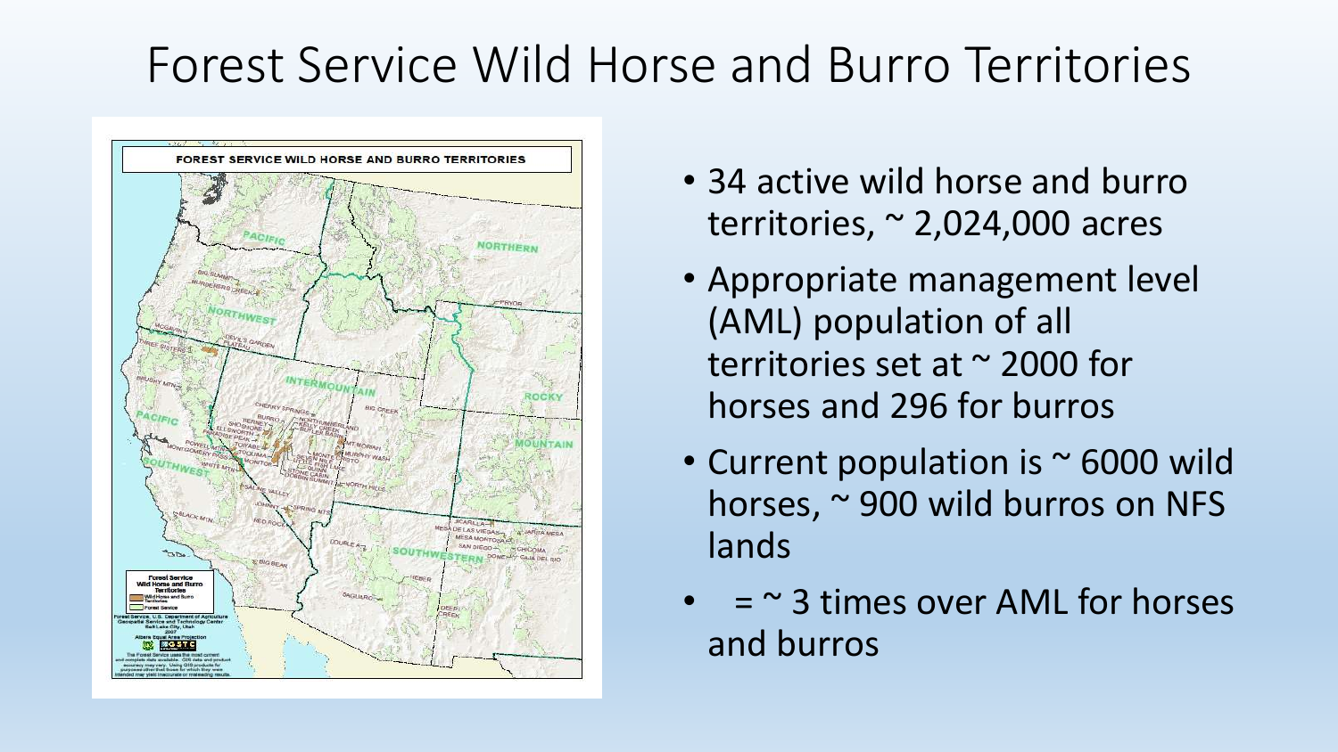# Forest Service Wild Horse and Burro Territories

- 34 active wild horse and burro territories, ~ 2,024,000 acres
- Appropriate management level (AML) population of all territories set at ~ 2000 for horses and 296 for burros
- Current population is ~ 6000 wild horses, ~ 900 wild burros on NFS lands
- = ~ 3 times over AML for horses and burros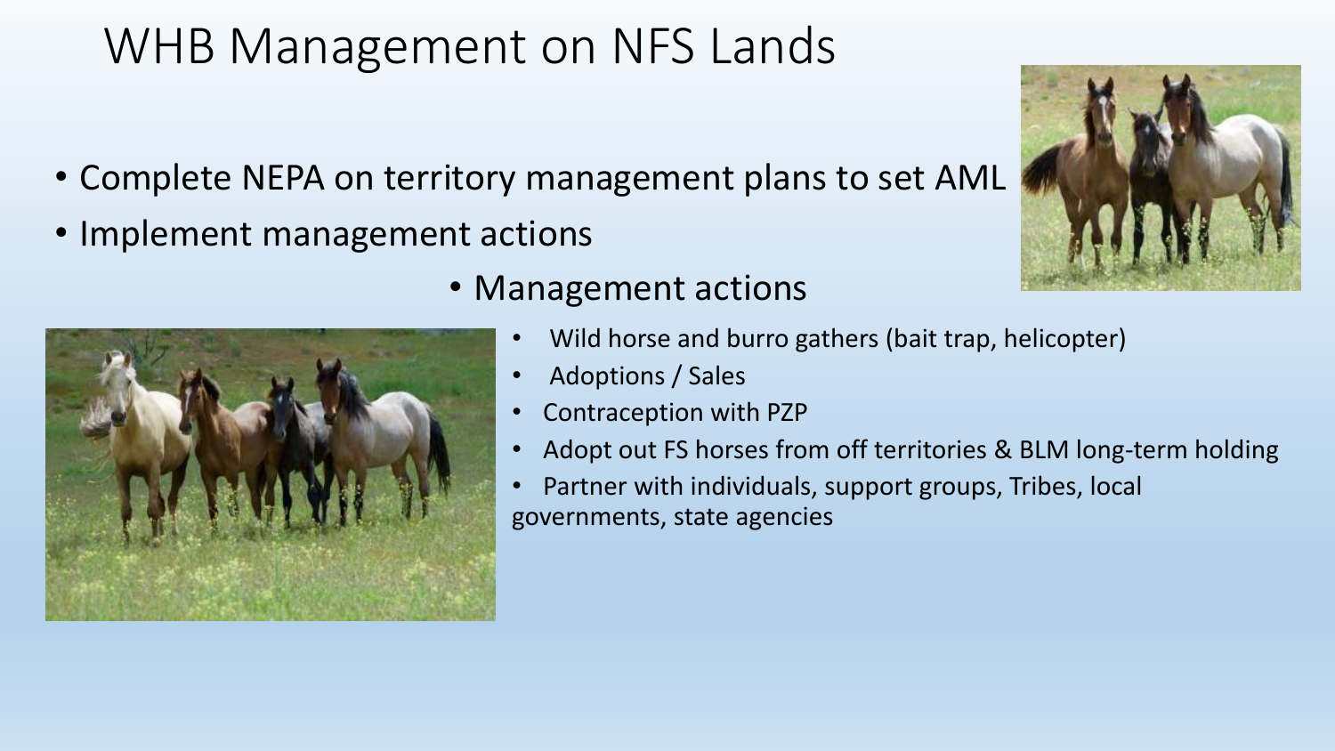# WHB Management on NFS Lands

- Complete NEPA on territory management plans to set AML
- Implement management actions
    - Management actions
        - Wild horse and burro gathers (bait trap, helicopter)
        - Adoptions / Sales
        - Contraception with PZP
        - Adopt out FS horses from off territories & BLM long-term holding
        - Partner with individuals, support groups, Tribes, local governments, state agencies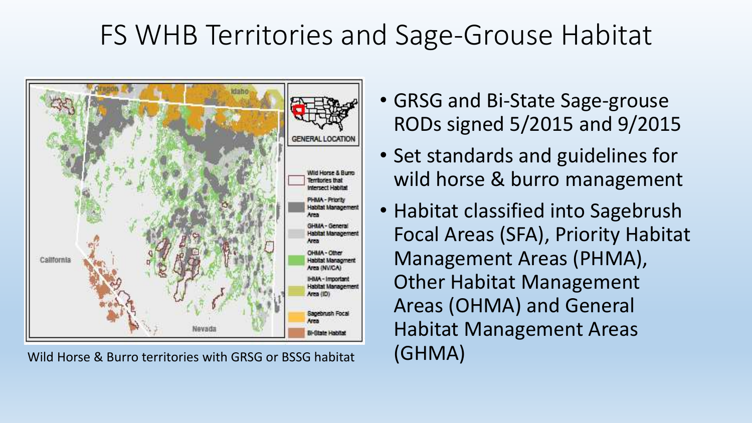# FS WHB Territories and Sage-Grouse Habitat

Wild Horse & Burro territories with GRSG or BSSG habitat

- GRSG and Bi-State Sage-grouse RODs signed 5/2015 and 9/2015
- Set standards and guidelines for wild horse & burro management
- Habitat classified into Sagebrush Focal Areas (SFA), Priority Habitat Management Areas (PHMA), Other Habitat Management Areas (OHMA) and General Habitat Management Areas (GHMA)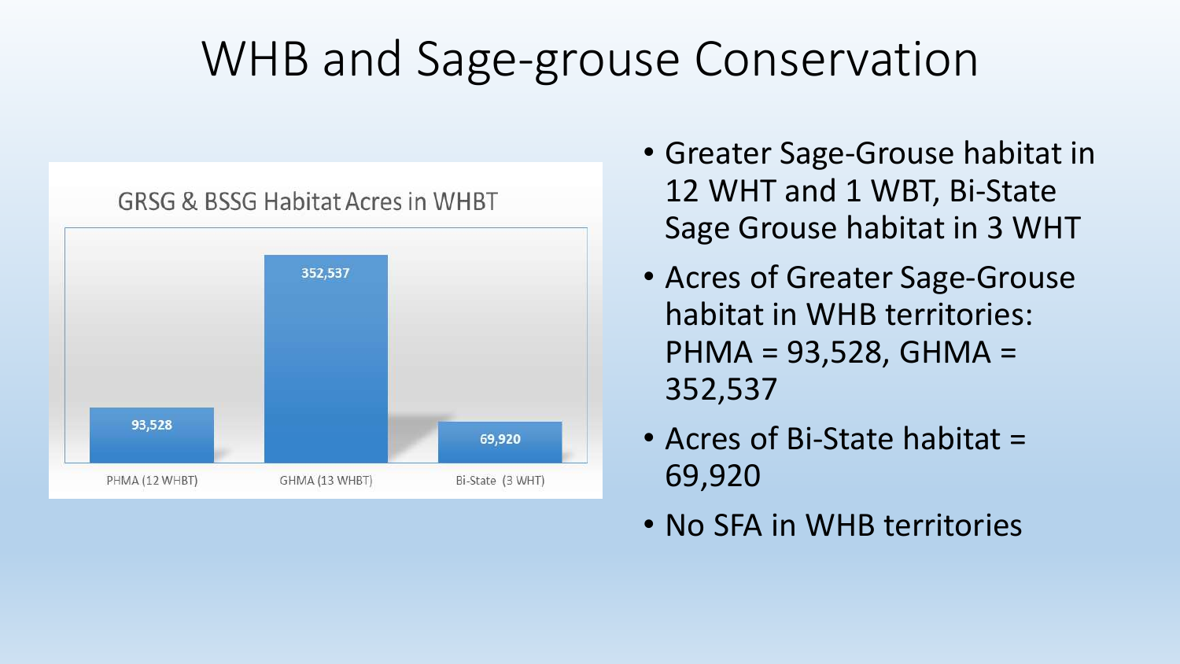# WHB and Sage-grouse Conservation

**GRSG & BSSG Habitat Acres in WHBT**

| Category | Acres |
| --- | --- |
| PHMA (12 WHBT) | 93,528 |
| GHMA (13 WHBT) | 352,537 |
| Bi-State (3 WHT) | 69,920 |

- Greater Sage-Grouse habitat in 12 WHT and 1 WBT, Bi-State Sage Grouse habitat in 3 WHT
- Acres of Greater Sage-Grouse habitat in WHB territories: PHMA = 93,528, GHMA = 352,537
- Acres of Bi-State habitat = 69,920
- No SFA in WHB territories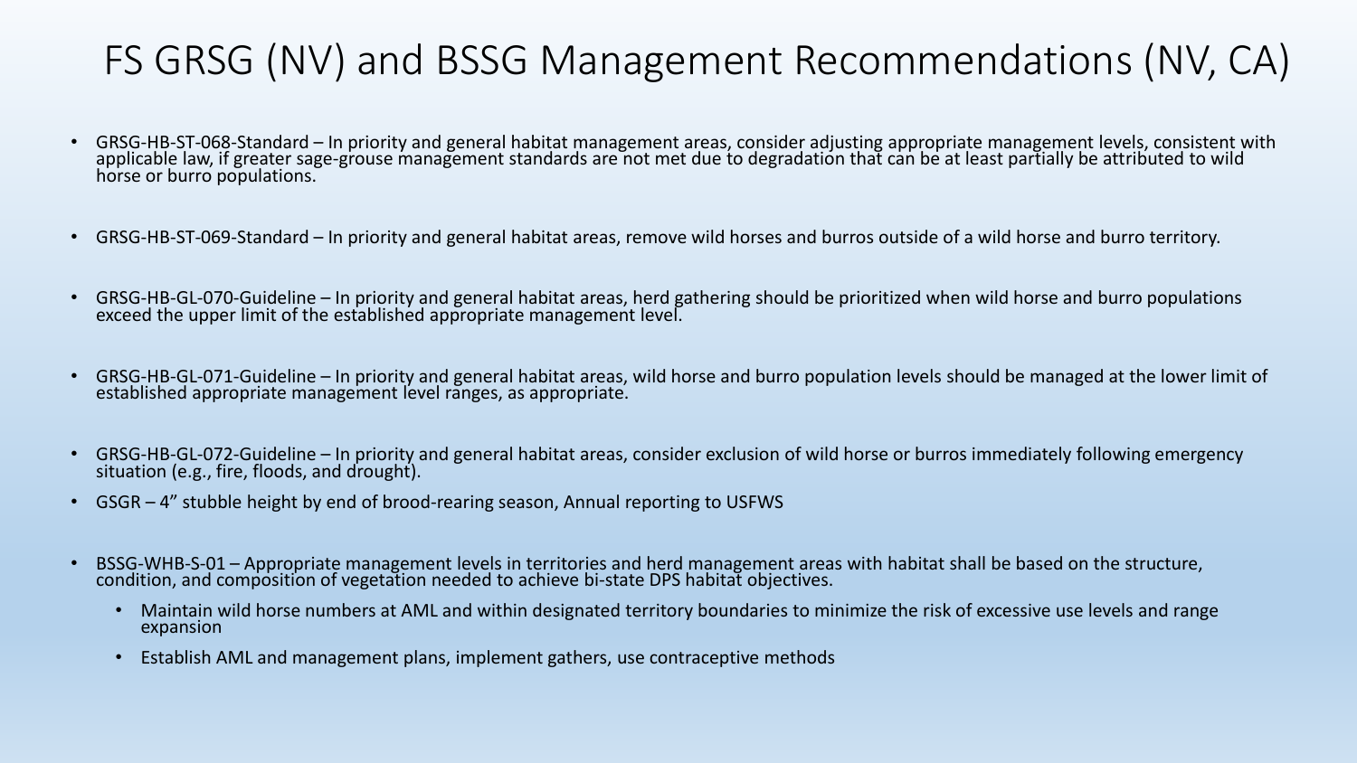# FS GRSG (NV) and BSSG Management Recommendations (NV, CA)

- GRSG-HB-ST-068-Standard – In priority and general habitat management areas, consider adjusting appropriate management levels, consistent with applicable law, if greater sage-grouse management standards are not met due to degradation that can be at least partially be attributed to wild horse or burro populations.
- GRSG-HB-ST-069-Standard – In priority and general habitat areas, remove wild horses and burros outside of a wild horse and burro territory.
- GRSG-HB-GL-070-Guideline – In priority and general habitat areas, herd gathering should be prioritized when wild horse and burro populations exceed the upper limit of the established appropriate management level.
- GRSG-HB-GL-071-Guideline – In priority and general habitat areas, wild horse and burro population levels should be managed at the lower limit of established appropriate management level ranges, as appropriate.
- GRSG-HB-GL-072-Guideline – In priority and general habitat areas, consider exclusion of wild horse or burros immediately following emergency situation (e.g., fire, floods, and drought).
- GSGR – 4" stubble height by end of brood-rearing season, Annual reporting to USFWS
- BSSG-WHB-S-01 – Appropriate management levels in territories and herd management areas with habitat shall be based on the structure, condition, and composition of vegetation needed to achieve bi-state DPS habitat objectives.
  - Maintain wild horse numbers at AML and within designated territory boundaries to minimize the risk of excessive use levels and range expansion
  - Establish AML and management plans, implement gathers, use contraceptive methods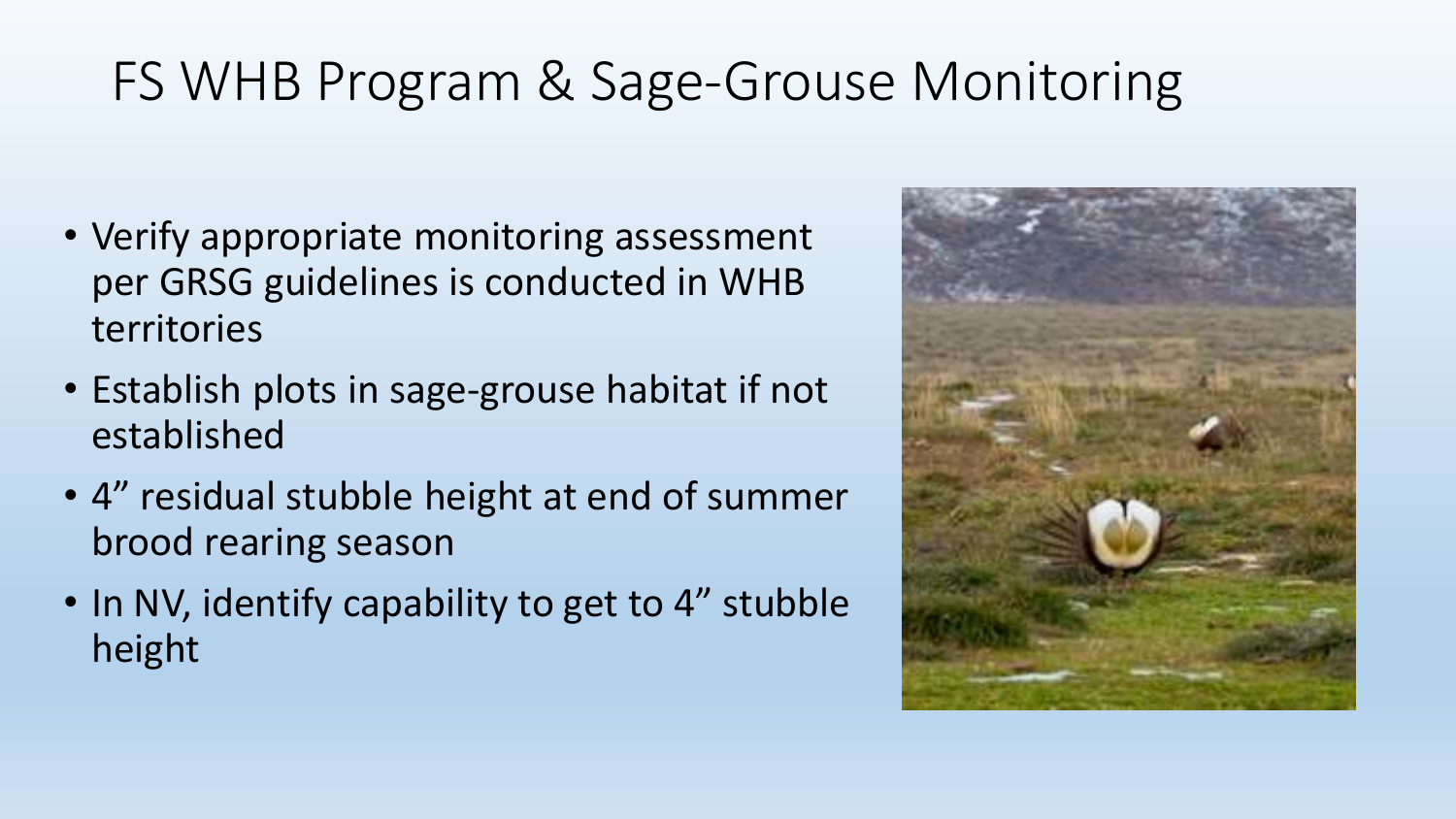# FS WHB Program & Sage-Grouse Monitoring

- Verify appropriate monitoring assessment per GRSG guidelines is conducted in WHB territories
- Establish plots in sage-grouse habitat if not established
- 4" residual stubble height at end of summer brood rearing season
- In NV, identify capability to get to 4" stubble height